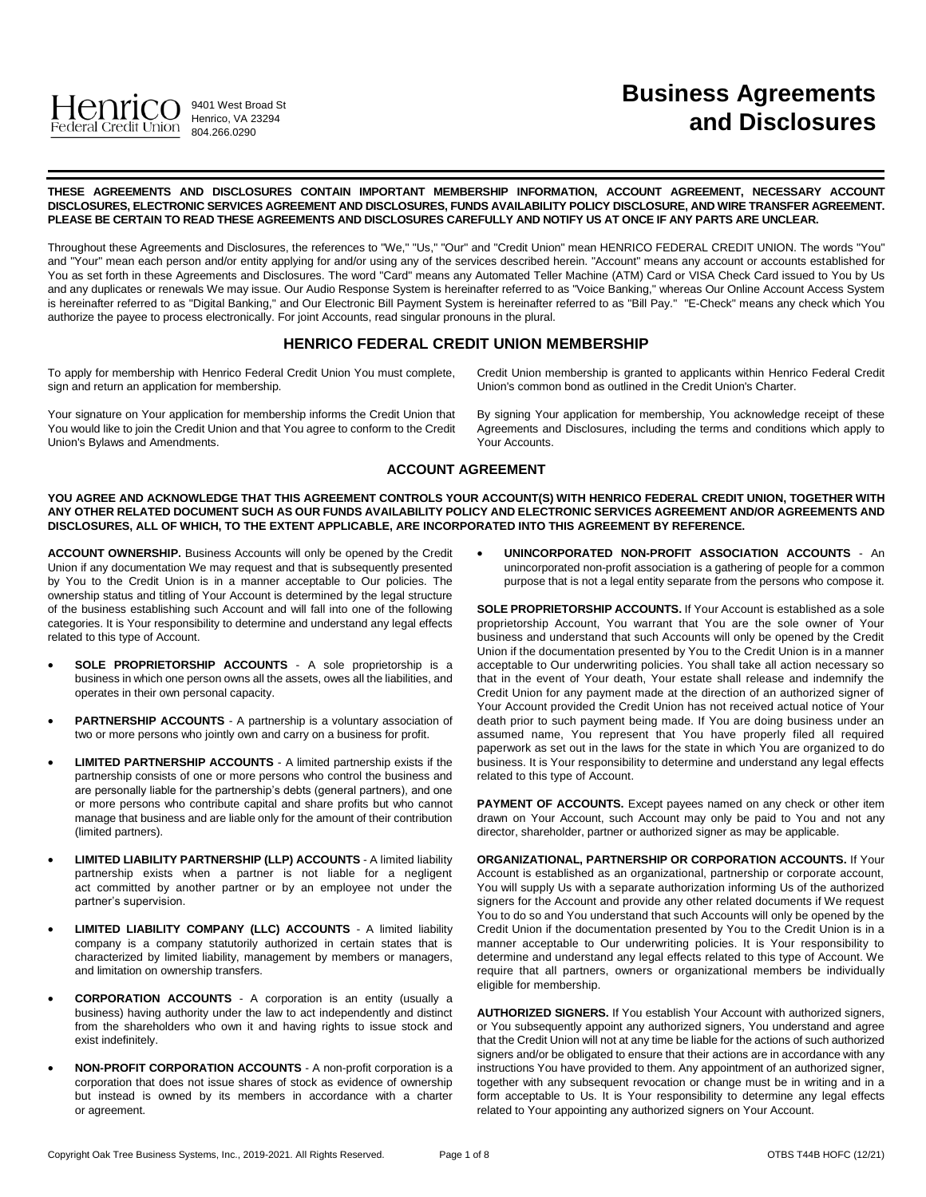Henrico Federal Credit Union
9401 West Broad St
Henrico, VA 23294
804.266.0290

# Business Agreements and Disclosures

**THESE AGREEMENTS AND DISCLOSURES CONTAIN IMPORTANT MEMBERSHIP INFORMATION, ACCOUNT AGREEMENT, NECESSARY ACCOUNT DISCLOSURES, ELECTRONIC SERVICES AGREEMENT AND DISCLOSURES, FUNDS AVAILABILITY POLICY DISCLOSURE, AND WIRE TRANSFER AGREEMENT. PLEASE BE CERTAIN TO READ THESE AGREEMENTS AND DISCLOSURES CAREFULLY AND NOTIFY US AT ONCE IF ANY PARTS ARE UNCLEAR.**

Throughout these Agreements and Disclosures, the references to "We," "Us," "Our" and "Credit Union" mean HENRICO FEDERAL CREDIT UNION. The words "You" and "Your" mean each person and/or entity applying for and/or using any of the services described herein. "Account" means any account or accounts established for You as set forth in these Agreements and Disclosures. The word "Card" means any Automated Teller Machine (ATM) Card or VISA Check Card issued to You by Us and any duplicates or renewals We may issue. Our Audio Response System is hereinafter referred to as "Voice Banking," whereas Our Online Account Access System is hereinafter referred to as "Digital Banking," and Our Electronic Bill Payment System is hereinafter referred to as "Bill Pay." "E-Check" means any check which You authorize the payee to process electronically. For joint Accounts, read singular pronouns in the plural.

## HENRICO FEDERAL CREDIT UNION MEMBERSHIP

To apply for membership with Henrico Federal Credit Union You must complete, sign and return an application for membership.

Your signature on Your application for membership informs the Credit Union that You would like to join the Credit Union and that You agree to conform to the Credit Union's Bylaws and Amendments.

Credit Union membership is granted to applicants within Henrico Federal Credit Union's common bond as outlined in the Credit Union's Charter.

By signing Your application for membership, You acknowledge receipt of these Agreements and Disclosures, including the terms and conditions which apply to Your Accounts.

## ACCOUNT AGREEMENT

**YOU AGREE AND ACKNOWLEDGE THAT THIS AGREEMENT CONTROLS YOUR ACCOUNT(S) WITH HENRICO FEDERAL CREDIT UNION, TOGETHER WITH ANY OTHER RELATED DOCUMENT SUCH AS OUR FUNDS AVAILABILITY POLICY AND ELECTRONIC SERVICES AGREEMENT AND/OR AGREEMENTS AND DISCLOSURES, ALL OF WHICH, TO THE EXTENT APPLICABLE, ARE INCORPORATED INTO THIS AGREEMENT BY REFERENCE.**

**ACCOUNT OWNERSHIP.** Business Accounts will only be opened by the Credit Union if any documentation We may request and that is subsequently presented by You to the Credit Union is in a manner acceptable to Our policies. The ownership status and titling of Your Account is determined by the legal structure of the business establishing such Account and will fall into one of the following categories. It is Your responsibility to determine and understand any legal effects related to this type of Account.

- **SOLE PROPRIETORSHIP ACCOUNTS** - A sole proprietorship is a business in which one person owns all the assets, owes all the liabilities, and operates in their own personal capacity.
- **PARTNERSHIP ACCOUNTS** - A partnership is a voluntary association of two or more persons who jointly own and carry on a business for profit.
- **LIMITED PARTNERSHIP ACCOUNTS** - A limited partnership exists if the partnership consists of one or more persons who control the business and are personally liable for the partnership's debts (general partners), and one or more persons who contribute capital and share profits but who cannot manage that business and are liable only for the amount of their contribution (limited partners).
- **LIMITED LIABILITY PARTNERSHIP (LLP) ACCOUNTS** - A limited liability partnership exists when a partner is not liable for a negligent act committed by another partner or by an employee not under the partner's supervision.
- **LIMITED LIABILITY COMPANY (LLC) ACCOUNTS** - A limited liability company is a company statutorily authorized in certain states that is characterized by limited liability, management by members or managers, and limitation on ownership transfers.
- **CORPORATION ACCOUNTS** - A corporation is an entity (usually a business) having authority under the law to act independently and distinct from the shareholders who own it and having rights to issue stock and exist indefinitely.
- **NON-PROFIT CORPORATION ACCOUNTS** - A non-profit corporation is a corporation that does not issue shares of stock as evidence of ownership but instead is owned by its members in accordance with a charter or agreement.
- **UNINCORPORATED NON-PROFIT ASSOCIATION ACCOUNTS** - An unincorporated non-profit association is a gathering of people for a common purpose that is not a legal entity separate from the persons who compose it.

**SOLE PROPRIETORSHIP ACCOUNTS.** If Your Account is established as a sole proprietorship Account, You warrant that You are the sole owner of Your business and understand that such Accounts will only be opened by the Credit Union if the documentation presented by You to the Credit Union is in a manner acceptable to Our underwriting policies. You shall take all action necessary so that in the event of Your death, Your estate shall release and indemnify the Credit Union for any payment made at the direction of an authorized signer of Your Account provided the Credit Union has not received actual notice of Your death prior to such payment being made. If You are doing business under an assumed name, You represent that You have properly filed all required paperwork as set out in the laws for the state in which You are organized to do business. It is Your responsibility to determine and understand any legal effects related to this type of Account.

**PAYMENT OF ACCOUNTS.** Except payees named on any check or other item drawn on Your Account, such Account may only be paid to You and not any director, shareholder, partner or authorized signer as may be applicable.

**ORGANIZATIONAL, PARTNERSHIP OR CORPORATION ACCOUNTS.** If Your Account is established as an organizational, partnership or corporate account, You will supply Us with a separate authorization informing Us of the authorized signers for the Account and provide any other related documents if We request You to do so and You understand that such Accounts will only be opened by the Credit Union if the documentation presented by You to the Credit Union is in a manner acceptable to Our underwriting policies. It is Your responsibility to determine and understand any legal effects related to this type of Account. We require that all partners, owners or organizational members be individually eligible for membership.

**AUTHORIZED SIGNERS.** If You establish Your Account with authorized signers, or You subsequently appoint any authorized signers, You understand and agree that the Credit Union will not at any time be liable for the actions of such authorized signers and/or be obligated to ensure that their actions are in accordance with any instructions You have provided to them. Any appointment of an authorized signer, together with any subsequent revocation or change must be in writing and in a form acceptable to Us. It is Your responsibility to determine any legal effects related to Your appointing any authorized signers on Your Account.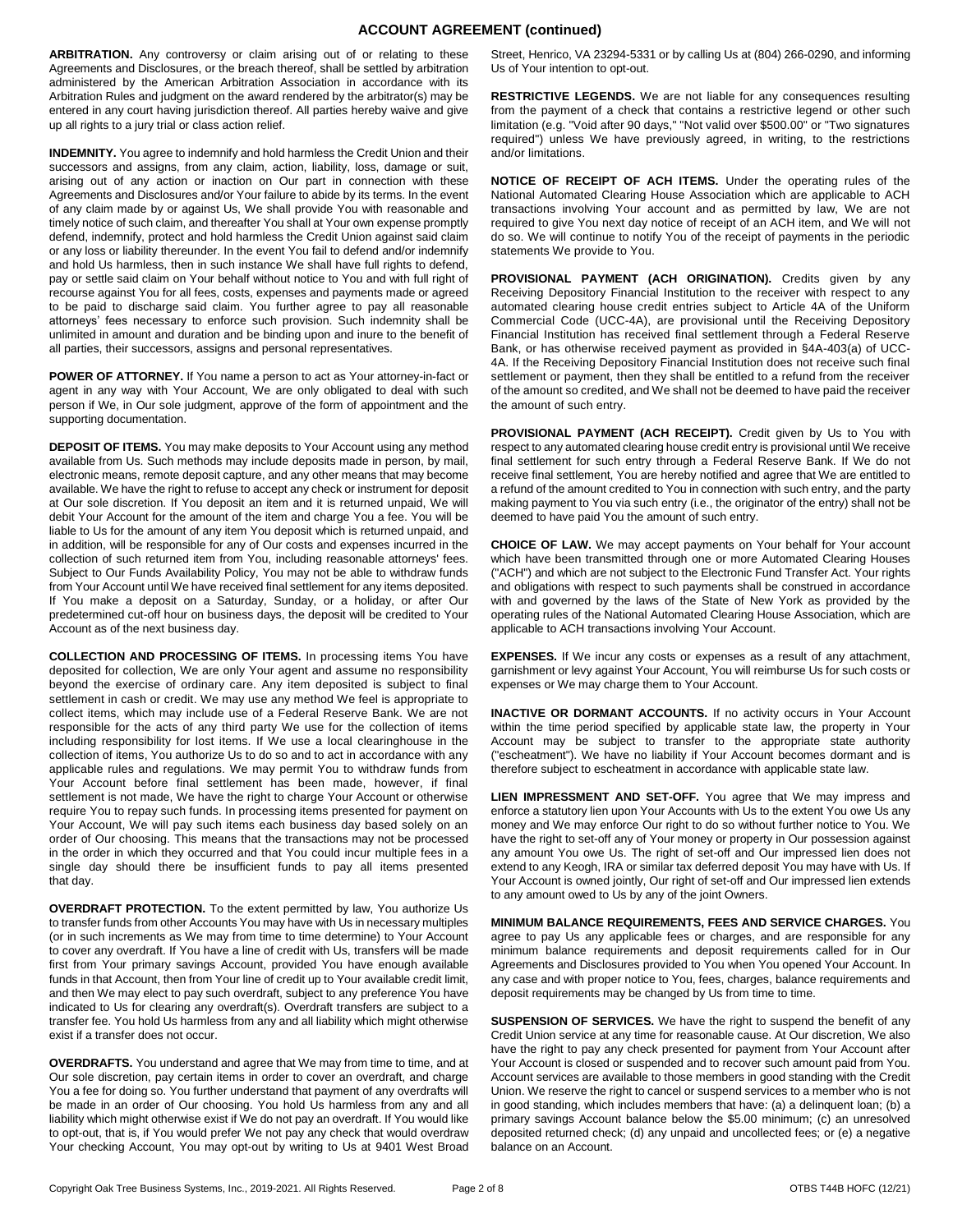## ACCOUNT AGREEMENT (continued)

**ARBITRATION.** Any controversy or claim arising out of or relating to these Agreements and Disclosures, or the breach thereof, shall be settled by arbitration administered by the American Arbitration Association in accordance with its Arbitration Rules and judgment on the award rendered by the arbitrator(s) may be entered in any court having jurisdiction thereof. All parties hereby waive and give up all rights to a jury trial or class action relief.

**INDEMNITY.** You agree to indemnify and hold harmless the Credit Union and their successors and assigns, from any claim, action, liability, loss, damage or suit, arising out of any action or inaction on Our part in connection with these Agreements and Disclosures and/or Your failure to abide by its terms. In the event of any claim made by or against Us, We shall provide You with reasonable and timely notice of such claim, and thereafter You shall at Your own expense promptly defend, indemnify, protect and hold harmless the Credit Union against said claim or any loss or liability thereunder. In the event You fail to defend and/or indemnify and hold Us harmless, then in such instance We shall have full rights to defend, pay or settle said claim on Your behalf without notice to You and with full right of recourse against You for all fees, costs, expenses and payments made or agreed to be paid to discharge said claim. You further agree to pay all reasonable attorneys' fees necessary to enforce such provision. Such indemnity shall be unlimited in amount and duration and be binding upon and inure to the benefit of all parties, their successors, assigns and personal representatives.

**POWER OF ATTORNEY.** If You name a person to act as Your attorney-in-fact or agent in any way with Your Account, We are only obligated to deal with such person if We, in Our sole judgment, approve of the form of appointment and the supporting documentation.

**DEPOSIT OF ITEMS.** You may make deposits to Your Account using any method available from Us. Such methods may include deposits made in person, by mail, electronic means, remote deposit capture, and any other means that may become available. We have the right to refuse to accept any check or instrument for deposit at Our sole discretion. If You deposit an item and it is returned unpaid, We will debit Your Account for the amount of the item and charge You a fee. You will be liable to Us for the amount of any item You deposit which is returned unpaid, and in addition, will be responsible for any of Our costs and expenses incurred in the collection of such returned item from You, including reasonable attorneys' fees. Subject to Our Funds Availability Policy, You may not be able to withdraw funds from Your Account until We have received final settlement for any items deposited. If You make a deposit on a Saturday, Sunday, or a holiday, or after Our predetermined cut-off hour on business days, the deposit will be credited to Your Account as of the next business day.

**COLLECTION AND PROCESSING OF ITEMS.** In processing items You have deposited for collection, We are only Your agent and assume no responsibility beyond the exercise of ordinary care. Any item deposited is subject to final settlement in cash or credit. We may use any method We feel is appropriate to collect items, which may include use of a Federal Reserve Bank. We are not responsible for the acts of any third party We use for the collection of items including responsibility for lost items. If We use a local clearinghouse in the collection of items, You authorize Us to do so and to act in accordance with any applicable rules and regulations. We may permit You to withdraw funds from Your Account before final settlement has been made, however, if final settlement is not made, We have the right to charge Your Account or otherwise require You to repay such funds. In processing items presented for payment on Your Account, We will pay such items each business day based solely on an order of Our choosing. This means that the transactions may not be processed in the order in which they occurred and that You could incur multiple fees in a single day should there be insufficient funds to pay all items presented that day.

**OVERDRAFT PROTECTION.** To the extent permitted by law, You authorize Us to transfer funds from other Accounts You may have with Us in necessary multiples (or in such increments as We may from time to time determine) to Your Account to cover any overdraft. If You have a line of credit with Us, transfers will be made first from Your primary savings Account, provided You have enough available funds in that Account, then from Your line of credit up to Your available credit limit, and then We may elect to pay such overdraft, subject to any preference You have indicated to Us for clearing any overdraft(s). Overdraft transfers are subject to a transfer fee. You hold Us harmless from any and all liability which might otherwise exist if a transfer does not occur.

**OVERDRAFTS.** You understand and agree that We may from time to time, and at Our sole discretion, pay certain items in order to cover an overdraft, and charge You a fee for doing so. You further understand that payment of any overdrafts will be made in an order of Our choosing. You hold Us harmless from any and all liability which might otherwise exist if We do not pay an overdraft. If You would like to opt-out, that is, if You would prefer We not pay any check that would overdraw Your checking Account, You may opt-out by writing to Us at 9401 West Broad Street, Henrico, VA 23294-5331 or by calling Us at (804) 266-0290, and informing Us of Your intention to opt-out.

**RESTRICTIVE LEGENDS.** We are not liable for any consequences resulting from the payment of a check that contains a restrictive legend or other such limitation (e.g. "Void after 90 days," "Not valid over $500.00" or "Two signatures required") unless We have previously agreed, in writing, to the restrictions and/or limitations.

**NOTICE OF RECEIPT OF ACH ITEMS.** Under the operating rules of the National Automated Clearing House Association which are applicable to ACH transactions involving Your account and as permitted by law, We are not required to give You next day notice of receipt of an ACH item, and We will not do so. We will continue to notify You of the receipt of payments in the periodic statements We provide to You.

**PROVISIONAL PAYMENT (ACH ORIGINATION).** Credits given by any Receiving Depository Financial Institution to the receiver with respect to any automated clearing house credit entries subject to Article 4A of the Uniform Commercial Code (UCC-4A), are provisional until the Receiving Depository Financial Institution has received final settlement through a Federal Reserve Bank, or has otherwise received payment as provided in §4A-403(a) of UCC-4A. If the Receiving Depository Financial Institution does not receive such final settlement or payment, then they shall be entitled to a refund from the receiver of the amount so credited, and We shall not be deemed to have paid the receiver the amount of such entry.

**PROVISIONAL PAYMENT (ACH RECEIPT).** Credit given by Us to You with respect to any automated clearing house credit entry is provisional until We receive final settlement for such entry through a Federal Reserve Bank. If We do not receive final settlement, You are hereby notified and agree that We are entitled to a refund of the amount credited to You in connection with such entry, and the party making payment to You via such entry (i.e., the originator of the entry) shall not be deemed to have paid You the amount of such entry.

**CHOICE OF LAW.** We may accept payments on Your behalf for Your account which have been transmitted through one or more Automated Clearing Houses ("ACH") and which are not subject to the Electronic Fund Transfer Act. Your rights and obligations with respect to such payments shall be construed in accordance with and governed by the laws of the State of New York as provided by the operating rules of the National Automated Clearing House Association, which are applicable to ACH transactions involving Your Account.

**EXPENSES.** If We incur any costs or expenses as a result of any attachment, garnishment or levy against Your Account, You will reimburse Us for such costs or expenses or We may charge them to Your Account.

**INACTIVE OR DORMANT ACCOUNTS.** If no activity occurs in Your Account within the time period specified by applicable state law, the property in Your Account may be subject to transfer to the appropriate state authority ("escheatment"). We have no liability if Your Account becomes dormant and is therefore subject to escheatment in accordance with applicable state law.

**LIEN IMPRESSMENT AND SET-OFF.** You agree that We may impress and enforce a statutory lien upon Your Accounts with Us to the extent You owe Us any money and We may enforce Our right to do so without further notice to You. We have the right to set-off any of Your money or property in Our possession against any amount You owe Us. The right of set-off and Our impressed lien does not extend to any Keogh, IRA or similar tax deferred deposit You may have with Us. If Your Account is owned jointly, Our right of set-off and Our impressed lien extends to any amount owed to Us by any of the joint Owners.

**MINIMUM BALANCE REQUIREMENTS, FEES AND SERVICE CHARGES.** You agree to pay Us any applicable fees or charges, and are responsible for any minimum balance requirements and deposit requirements called for in Our Agreements and Disclosures provided to You when You opened Your Account. In any case and with proper notice to You, fees, charges, balance requirements and deposit requirements may be changed by Us from time to time.

**SUSPENSION OF SERVICES.** We have the right to suspend the benefit of any Credit Union service at any time for reasonable cause. At Our discretion, We also have the right to pay any check presented for payment from Your Account after Your Account is closed or suspended and to recover such amount paid from You. Account services are available to those members in good standing with the Credit Union. We reserve the right to cancel or suspend services to a member who is not in good standing, which includes members that have: (a) a delinquent loan; (b) a primary savings Account balance below the $5.00 minimum; (c) an unresolved deposited returned check; (d) any unpaid and uncollected fees; or (e) a negative balance on an Account.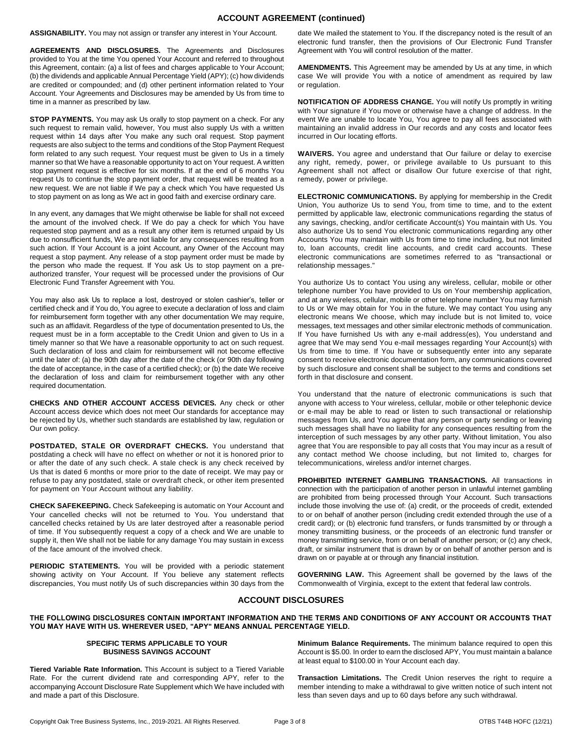## ACCOUNT AGREEMENT (continued)

**ASSIGNABILITY.** You may not assign or transfer any interest in Your Account.

**AGREEMENTS AND DISCLOSURES.** The Agreements and Disclosures provided to You at the time You opened Your Account and referred to throughout this Agreement, contain: (a) a list of fees and charges applicable to Your Account; (b) the dividends and applicable Annual Percentage Yield (APY); (c) how dividends are credited or compounded; and (d) other pertinent information related to Your Account. Your Agreements and Disclosures may be amended by Us from time to time in a manner as prescribed by law.

**STOP PAYMENTS.** You may ask Us orally to stop payment on a check. For any such request to remain valid, however, You must also supply Us with a written request within 14 days after You make any such oral request. Stop payment requests are also subject to the terms and conditions of the Stop Payment Request form related to any such request. Your request must be given to Us in a timely manner so that We have a reasonable opportunity to act on Your request. A written stop payment request is effective for six months. If at the end of 6 months You request Us to continue the stop payment order, that request will be treated as a new request. We are not liable if We pay a check which You have requested Us to stop payment on as long as We act in good faith and exercise ordinary care.

In any event, any damages that We might otherwise be liable for shall not exceed the amount of the involved check. If We do pay a check for which You have requested stop payment and as a result any other item is returned unpaid by Us due to nonsufficient funds, We are not liable for any consequences resulting from such action. If Your Account is a joint Account, any Owner of the Account may request a stop payment. Any release of a stop payment order must be made by the person who made the request. If You ask Us to stop payment on a pre-authorized transfer, Your request will be processed under the provisions of Our Electronic Fund Transfer Agreement with You.

You may also ask Us to replace a lost, destroyed or stolen cashier's, teller or certified check and if You do, You agree to execute a declaration of loss and claim for reimbursement form together with any other documentation We may require, such as an affidavit. Regardless of the type of documentation presented to Us, the request must be in a form acceptable to the Credit Union and given to Us in a timely manner so that We have a reasonable opportunity to act on such request. Such declaration of loss and claim for reimbursement will not become effective until the later of: (a) the 90th day after the date of the check (or 90th day following the date of acceptance, in the case of a certified check); or (b) the date We receive the declaration of loss and claim for reimbursement together with any other required documentation.

**CHECKS AND OTHER ACCOUNT ACCESS DEVICES.** Any check or other Account access device which does not meet Our standards for acceptance may be rejected by Us, whether such standards are established by law, regulation or Our own policy.

**POSTDATED, STALE OR OVERDRAFT CHECKS.** You understand that postdating a check will have no effect on whether or not it is honored prior to or after the date of any such check. A stale check is any check received by Us that is dated 6 months or more prior to the date of receipt. We may pay or refuse to pay any postdated, stale or overdraft check, or other item presented for payment on Your Account without any liability.

**CHECK SAFEKEEPING.** Check Safekeeping is automatic on Your Account and Your cancelled checks will not be returned to You. You understand that cancelled checks retained by Us are later destroyed after a reasonable period of time. If You subsequently request a copy of a check and We are unable to supply it, then We shall not be liable for any damage You may sustain in excess of the face amount of the involved check.

**PERIODIC STATEMENTS.** You will be provided with a periodic statement showing activity on Your Account. If You believe any statement reflects discrepancies, You must notify Us of such discrepancies within 30 days from the date We mailed the statement to You. If the discrepancy noted is the result of an electronic fund transfer, then the provisions of Our Electronic Fund Transfer Agreement with You will control resolution of the matter.

**AMENDMENTS.** This Agreement may be amended by Us at any time, in which case We will provide You with a notice of amendment as required by law or regulation.

**NOTIFICATION OF ADDRESS CHANGE.** You will notify Us promptly in writing with Your signature if You move or otherwise have a change of address. In the event We are unable to locate You, You agree to pay all fees associated with maintaining an invalid address in Our records and any costs and locator fees incurred in Our locating efforts.

**WAIVERS.** You agree and understand that Our failure or delay to exercise any right, remedy, power, or privilege available to Us pursuant to this Agreement shall not affect or disallow Our future exercise of that right, remedy, power or privilege.

**ELECTRONIC COMMUNICATIONS.** By applying for membership in the Credit Union, You authorize Us to send You, from time to time, and to the extent permitted by applicable law, electronic communications regarding the status of any savings, checking, and/or certificate Account(s) You maintain with Us. You also authorize Us to send You electronic communications regarding any other Accounts You may maintain with Us from time to time including, but not limited to, loan accounts, credit line accounts, and credit card accounts. These electronic communications are sometimes referred to as "transactional or relationship messages."

You authorize Us to contact You using any wireless, cellular, mobile or other telephone number You have provided to Us on Your membership application, and at any wireless, cellular, mobile or other telephone number You may furnish to Us or We may obtain for You in the future. We may contact You using any electronic means We choose, which may include but is not limited to, voice messages, text messages and other similar electronic methods of communication. If You have furnished Us with any e-mail address(es), You understand and agree that We may send You e-mail messages regarding Your Account(s) with Us from time to time. If You have or subsequently enter into any separate consent to receive electronic documentation form, any communications covered by such disclosure and consent shall be subject to the terms and conditions set forth in that disclosure and consent.

You understand that the nature of electronic communications is such that anyone with access to Your wireless, cellular, mobile or other telephonic device or e-mail may be able to read or listen to such transactional or relationship messages from Us, and You agree that any person or party sending or leaving such messages shall have no liability for any consequences resulting from the interception of such messages by any other party. Without limitation, You also agree that You are responsible to pay all costs that You may incur as a result of any contact method We choose including, but not limited to, charges for telecommunications, wireless and/or internet charges.

**PROHIBITED INTERNET GAMBLING TRANSACTIONS.** All transactions in connection with the participation of another person in unlawful internet gambling are prohibited from being processed through Your Account. Such transactions include those involving the use of: (a) credit, or the proceeds of credit, extended to or on behalf of another person (including credit extended through the use of a credit card); or (b) electronic fund transfers, or funds transmitted by or through a money transmitting business, or the proceeds of an electronic fund transfer or money transmitting service, from or on behalf of another person; or (c) any check, draft, or similar instrument that is drawn by or on behalf of another person and is drawn on or payable at or through any financial institution.

**GOVERNING LAW.** This Agreement shall be governed by the laws of the Commonwealth of Virginia, except to the extent that federal law controls.

## ACCOUNT DISCLOSURES

**THE FOLLOWING DISCLOSURES CONTAIN IMPORTANT INFORMATION AND THE TERMS AND CONDITIONS OF ANY ACCOUNT OR ACCOUNTS THAT YOU MAY HAVE WITH US. WHEREVER USED, "APY" MEANS ANNUAL PERCENTAGE YIELD.**

### SPECIFIC TERMS APPLICABLE TO YOUR BUSINESS SAVINGS ACCOUNT

**Tiered Variable Rate Information.** This Account is subject to a Tiered Variable Rate. For the current dividend rate and corresponding APY, refer to the accompanying Account Disclosure Rate Supplement which We have included with and made a part of this Disclosure.

**Minimum Balance Requirements.** The minimum balance required to open this Account is $5.00. In order to earn the disclosed APY, You must maintain a balance at least equal to $100.00 in Your Account each day.

**Transaction Limitations.** The Credit Union reserves the right to require a member intending to make a withdrawal to give written notice of such intent not less than seven days and up to 60 days before any such withdrawal.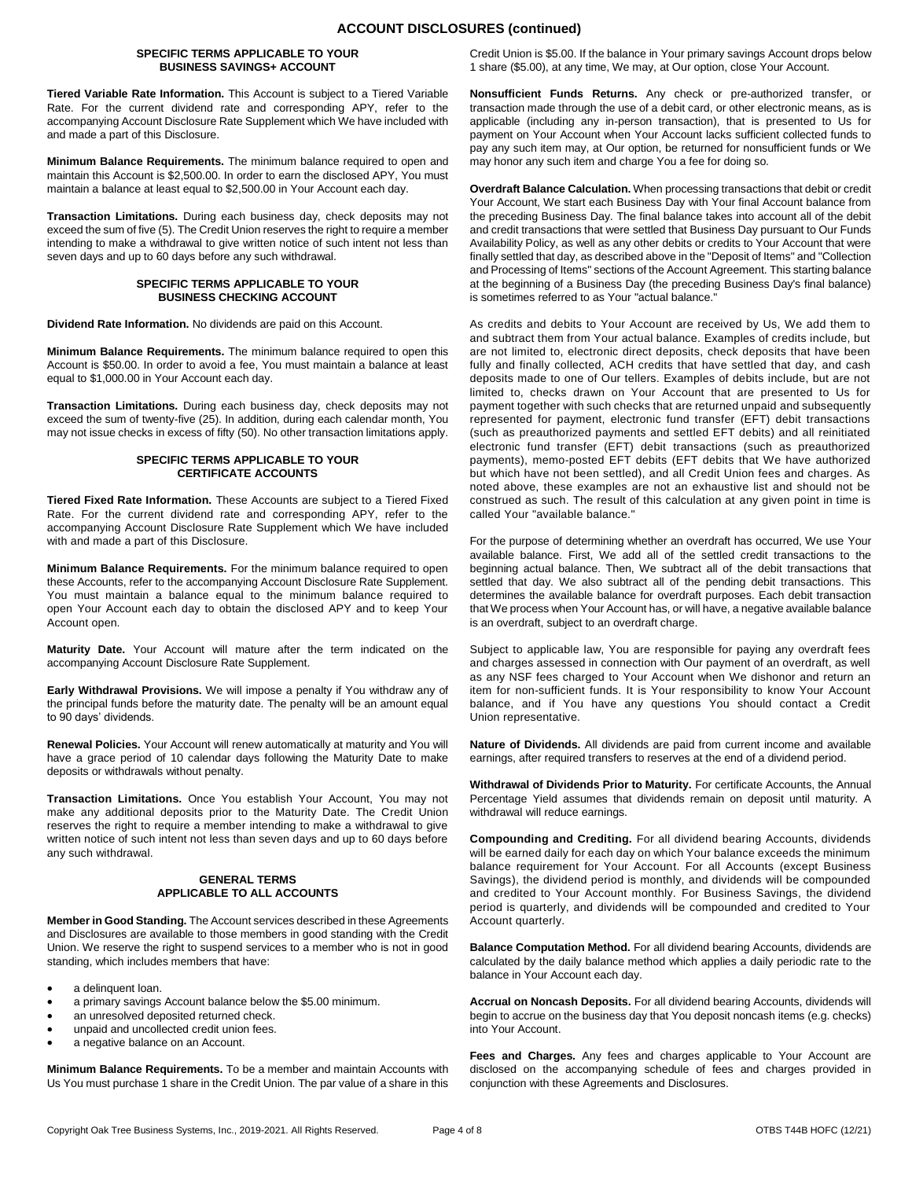# ACCOUNT DISCLOSURES (continued)

## SPECIFIC TERMS APPLICABLE TO YOUR BUSINESS SAVINGS+ ACCOUNT

**Tiered Variable Rate Information.** This Account is subject to a Tiered Variable Rate. For the current dividend rate and corresponding APY, refer to the accompanying Account Disclosure Rate Supplement which We have included with and made a part of this Disclosure.

**Minimum Balance Requirements.** The minimum balance required to open and maintain this Account is $2,500.00. In order to earn the disclosed APY, You must maintain a balance at least equal to $2,500.00 in Your Account each day.

**Transaction Limitations.** During each business day, check deposits may not exceed the sum of five (5). The Credit Union reserves the right to require a member intending to make a withdrawal to give written notice of such intent not less than seven days and up to 60 days before any such withdrawal.

## SPECIFIC TERMS APPLICABLE TO YOUR BUSINESS CHECKING ACCOUNT

**Dividend Rate Information.** No dividends are paid on this Account.

**Minimum Balance Requirements.** The minimum balance required to open this Account is $50.00. In order to avoid a fee, You must maintain a balance at least equal to $1,000.00 in Your Account each day.

**Transaction Limitations.** During each business day, check deposits may not exceed the sum of twenty-five (25). In addition, during each calendar month, You may not issue checks in excess of fifty (50). No other transaction limitations apply.

## SPECIFIC TERMS APPLICABLE TO YOUR CERTIFICATE ACCOUNTS

**Tiered Fixed Rate Information.** These Accounts are subject to a Tiered Fixed Rate. For the current dividend rate and corresponding APY, refer to the accompanying Account Disclosure Rate Supplement which We have included with and made a part of this Disclosure.

**Minimum Balance Requirements.** For the minimum balance required to open these Accounts, refer to the accompanying Account Disclosure Rate Supplement. You must maintain a balance equal to the minimum balance required to open Your Account each day to obtain the disclosed APY and to keep Your Account open.

**Maturity Date.** Your Account will mature after the term indicated on the accompanying Account Disclosure Rate Supplement.

**Early Withdrawal Provisions.** We will impose a penalty if You withdraw any of the principal funds before the maturity date. The penalty will be an amount equal to 90 days' dividends.

**Renewal Policies.** Your Account will renew automatically at maturity and You will have a grace period of 10 calendar days following the Maturity Date to make deposits or withdrawals without penalty.

**Transaction Limitations.** Once You establish Your Account, You may not make any additional deposits prior to the Maturity Date. The Credit Union reserves the right to require a member intending to make a withdrawal to give written notice of such intent not less than seven days and up to 60 days before any such withdrawal.

## GENERAL TERMS APPLICABLE TO ALL ACCOUNTS

**Member in Good Standing.** The Account services described in these Agreements and Disclosures are available to those members in good standing with the Credit Union. We reserve the right to suspend services to a member who is not in good standing, which includes members that have:

- a delinquent loan.
- a primary savings Account balance below the $5.00 minimum.
- an unresolved deposited returned check.
- unpaid and uncollected credit union fees.
- a negative balance on an Account.

**Minimum Balance Requirements.** To be a member and maintain Accounts with Us You must purchase 1 share in the Credit Union. The par value of a share in this Credit Union is $5.00. If the balance in Your primary savings Account drops below 1 share ($5.00), at any time, We may, at Our option, close Your Account.

**Nonsufficient Funds Returns.** Any check or pre-authorized transfer, or transaction made through the use of a debit card, or other electronic means, as is applicable (including any in-person transaction), that is presented to Us for payment on Your Account when Your Account lacks sufficient collected funds to pay any such item may, at Our option, be returned for nonsufficient funds or We may honor any such item and charge You a fee for doing so.

**Overdraft Balance Calculation.** When processing transactions that debit or credit Your Account, We start each Business Day with Your final Account balance from the preceding Business Day. The final balance takes into account all of the debit and credit transactions that were settled that Business Day pursuant to Our Funds Availability Policy, as well as any other debits or credits to Your Account that were finally settled that day, as described above in the "Deposit of Items" and "Collection and Processing of Items" sections of the Account Agreement. This starting balance at the beginning of a Business Day (the preceding Business Day's final balance) is sometimes referred to as Your "actual balance."

As credits and debits to Your Account are received by Us, We add them to and subtract them from Your actual balance. Examples of credits include, but are not limited to, electronic direct deposits, check deposits that have been fully and finally collected, ACH credits that have settled that day, and cash deposits made to one of Our tellers. Examples of debits include, but are not limited to, checks drawn on Your Account that are presented to Us for payment together with such checks that are returned unpaid and subsequently represented for payment, electronic fund transfer (EFT) debit transactions (such as preauthorized payments and settled EFT debits) and all reinitiated electronic fund transfer (EFT) debit transactions (such as preauthorized payments), memo-posted EFT debits (EFT debits that We have authorized but which have not been settled), and all Credit Union fees and charges. As noted above, these examples are not an exhaustive list and should not be construed as such. The result of this calculation at any given point in time is called Your "available balance."

For the purpose of determining whether an overdraft has occurred, We use Your available balance. First, We add all of the settled credit transactions to the beginning actual balance. Then, We subtract all of the debit transactions that settled that day. We also subtract all of the pending debit transactions. This determines the available balance for overdraft purposes. Each debit transaction that We process when Your Account has, or will have, a negative available balance is an overdraft, subject to an overdraft charge.

Subject to applicable law, You are responsible for paying any overdraft fees and charges assessed in connection with Our payment of an overdraft, as well as any NSF fees charged to Your Account when We dishonor and return an item for non-sufficient funds. It is Your responsibility to know Your Account balance, and if You have any questions You should contact a Credit Union representative.

**Nature of Dividends.** All dividends are paid from current income and available earnings, after required transfers to reserves at the end of a dividend period.

**Withdrawal of Dividends Prior to Maturity.** For certificate Accounts, the Annual Percentage Yield assumes that dividends remain on deposit until maturity. A withdrawal will reduce earnings.

**Compounding and Crediting.** For all dividend bearing Accounts, dividends will be earned daily for each day on which Your balance exceeds the minimum balance requirement for Your Account. For all Accounts (except Business Savings), the dividend period is monthly, and dividends will be compounded and credited to Your Account monthly. For Business Savings, the dividend period is quarterly, and dividends will be compounded and credited to Your Account quarterly.

**Balance Computation Method.** For all dividend bearing Accounts, dividends are calculated by the daily balance method which applies a daily periodic rate to the balance in Your Account each day.

**Accrual on Noncash Deposits.** For all dividend bearing Accounts, dividends will begin to accrue on the business day that You deposit noncash items (e.g. checks) into Your Account.

**Fees and Charges.** Any fees and charges applicable to Your Account are disclosed on the accompanying schedule of fees and charges provided in conjunction with these Agreements and Disclosures.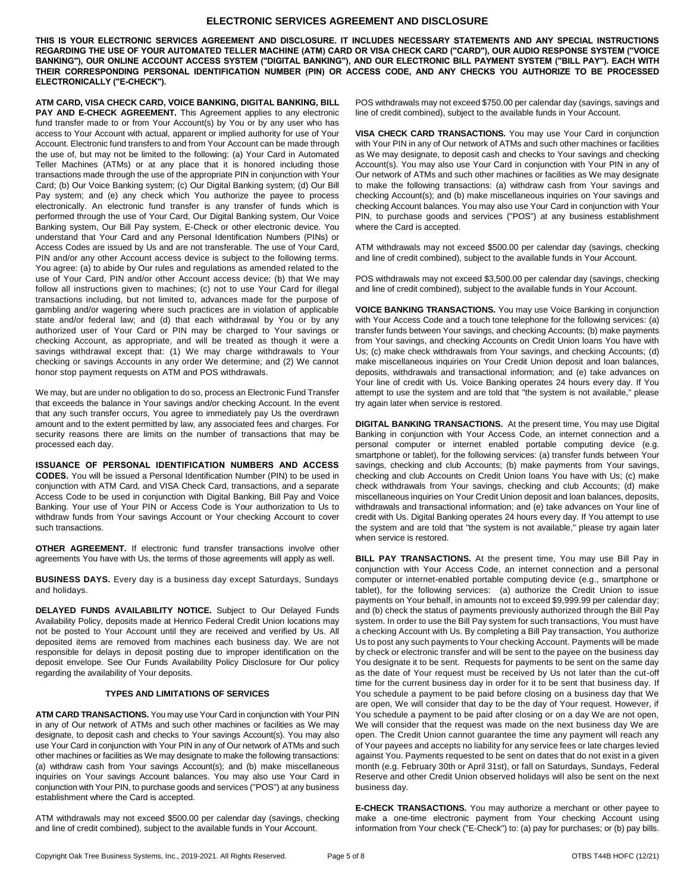# ELECTRONIC SERVICES AGREEMENT AND DISCLOSURE

**THIS IS YOUR ELECTRONIC SERVICES AGREEMENT AND DISCLOSURE. IT INCLUDES NECESSARY STATEMENTS AND ANY SPECIAL INSTRUCTIONS REGARDING THE USE OF YOUR AUTOMATED TELLER MACHINE (ATM) CARD OR VISA CHECK CARD ("CARD"), OUR AUDIO RESPONSE SYSTEM ("VOICE BANKING"), OUR ONLINE ACCOUNT ACCESS SYSTEM ("DIGITAL BANKING"), AND OUR ELECTRONIC BILL PAYMENT SYSTEM ("BILL PAY"). EACH WITH THEIR CORRESPONDING PERSONAL IDENTIFICATION NUMBER (PIN) OR ACCESS CODE, AND ANY CHECKS YOU AUTHORIZE TO BE PROCESSED ELECTRONICALLY ("E-CHECK").**

**ATM CARD, VISA CHECK CARD, VOICE BANKING, DIGITAL BANKING, BILL PAY AND E-CHECK AGREEMENT.** This Agreement applies to any electronic fund transfer made to or from Your Account(s) by You or by any user who has access to Your Account with actual, apparent or implied authority for use of Your Account. Electronic fund transfers to and from Your Account can be made through the use of, but may not be limited to the following: (a) Your Card in Automated Teller Machines (ATMs) or at any place that it is honored including those transactions made through the use of the appropriate PIN in conjunction with Your Card; (b) Our Voice Banking system; (c) Our Digital Banking system; (d) Our Bill Pay system; and (e) any check which You authorize the payee to process electronically. An electronic fund transfer is any transfer of funds which is performed through the use of Your Card, Our Digital Banking system, Our Voice Banking system, Our Bill Pay system, E-Check or other electronic device. You understand that Your Card and any Personal Identification Numbers (PINs) or Access Codes are issued by Us and are not transferable. The use of Your Card, PIN and/or any other Account access device is subject to the following terms. You agree: (a) to abide by Our rules and regulations as amended related to the use of Your Card, PIN and/or other Account access device; (b) that We may follow all instructions given to machines; (c) not to use Your Card for illegal transactions including, but not limited to, advances made for the purpose of gambling and/or wagering where such practices are in violation of applicable state and/or federal law; and (d) that each withdrawal by You or by any authorized user of Your Card or PIN may be charged to Your savings or checking Account, as appropriate, and will be treated as though it were a savings withdrawal except that: (1) We may charge withdrawals to Your checking or savings Accounts in any order We determine; and (2) We cannot honor stop payment requests on ATM and POS withdrawals.

We may, but are under no obligation to do so, process an Electronic Fund Transfer that exceeds the balance in Your savings and/or checking Account. In the event that any such transfer occurs, You agree to immediately pay Us the overdrawn amount and to the extent permitted by law, any associated fees and charges. For security reasons there are limits on the number of transactions that may be processed each day.

**ISSUANCE OF PERSONAL IDENTIFICATION NUMBERS AND ACCESS CODES.** You will be issued a Personal Identification Number (PIN) to be used in conjunction with ATM Card, and VISA Check Card, transactions, and a separate Access Code to be used in conjunction with Digital Banking, Bill Pay and Voice Banking. Your use of Your PIN or Access Code is Your authorization to Us to withdraw funds from Your savings Account or Your checking Account to cover such transactions.

**OTHER AGREEMENT.** If electronic fund transfer transactions involve other agreements You have with Us, the terms of those agreements will apply as well.

**BUSINESS DAYS.** Every day is a business day except Saturdays, Sundays and holidays.

**DELAYED FUNDS AVAILABILITY NOTICE.** Subject to Our Delayed Funds Availability Policy, deposits made at Henrico Federal Credit Union locations may not be posted to Your Account until they are received and verified by Us. All deposited items are removed from machines each business day. We are not responsible for delays in deposit posting due to improper identification on the deposit envelope. See Our Funds Availability Policy Disclosure for Our policy regarding the availability of Your deposits.

## TYPES AND LIMITATIONS OF SERVICES

**ATM CARD TRANSACTIONS.** You may use Your Card in conjunction with Your PIN in any of Our network of ATMs and such other machines or facilities as We may designate, to deposit cash and checks to Your savings Account(s). You may also use Your Card in conjunction with Your PIN in any of Our network of ATMs and such other machines or facilities as We may designate to make the following transactions: (a) withdraw cash from Your savings Account(s); and (b) make miscellaneous inquiries on Your savings Account balances. You may also use Your Card in conjunction with Your PIN, to purchase goods and services ("POS") at any business establishment where the Card is accepted.

ATM withdrawals may not exceed $500.00 per calendar day (savings, checking and line of credit combined), subject to the available funds in Your Account.

POS withdrawals may not exceed $750.00 per calendar day (savings, savings and line of credit combined), subject to the available funds in Your Account.

**VISA CHECK CARD TRANSACTIONS.** You may use Your Card in conjunction with Your PIN in any of Our network of ATMs and such other machines or facilities as We may designate, to deposit cash and checks to Your savings and checking Account(s). You may also use Your Card in conjunction with Your PIN in any of Our network of ATMs and such other machines or facilities as We may designate to make the following transactions: (a) withdraw cash from Your savings and checking Account(s); and (b) make miscellaneous inquiries on Your savings and checking Account balances. You may also use Your Card in conjunction with Your PIN, to purchase goods and services ("POS") at any business establishment where the Card is accepted.

ATM withdrawals may not exceed $500.00 per calendar day (savings, checking and line of credit combined), subject to the available funds in Your Account.

POS withdrawals may not exceed $3,500.00 per calendar day (savings, checking and line of credit combined), subject to the available funds in Your Account.

**VOICE BANKING TRANSACTIONS.** You may use Voice Banking in conjunction with Your Access Code and a touch tone telephone for the following services: (a) transfer funds between Your savings, and checking Accounts; (b) make payments from Your savings, and checking Accounts on Credit Union loans You have with Us; (c) make check withdrawals from Your savings, and checking Accounts; (d) make miscellaneous inquiries on Your Credit Union deposit and loan balances, deposits, withdrawals and transactional information; and (e) take advances on Your line of credit with Us. Voice Banking operates 24 hours every day. If You attempt to use the system and are told that "the system is not available," please try again later when service is restored.

**DIGITAL BANKING TRANSACTIONS.** At the present time, You may use Digital Banking in conjunction with Your Access Code, an internet connection and a personal computer or internet enabled portable computing device (e.g. smartphone or tablet), for the following services: (a) transfer funds between Your savings, checking and club Accounts; (b) make payments from Your savings, checking and club Accounts on Credit Union loans You have with Us; (c) make check withdrawals from Your savings, checking and club Accounts; (d) make miscellaneous inquiries on Your Credit Union deposit and loan balances, deposits, withdrawals and transactional information; and (e) take advances on Your line of credit with Us. Digital Banking operates 24 hours every day. If You attempt to use the system and are told that "the system is not available," please try again later when service is restored.

**BILL PAY TRANSACTIONS.** At the present time, You may use Bill Pay in conjunction with Your Access Code, an internet connection and a personal computer or internet-enabled portable computing device (e.g., smartphone or tablet), for the following services: (a) authorize the Credit Union to issue payments on Your behalf, in amounts not to exceed $9,999.99 per calendar day; and (b) check the status of payments previously authorized through the Bill Pay system. In order to use the Bill Pay system for such transactions, You must have a checking Account with Us. By completing a Bill Pay transaction, You authorize Us to post any such payments to Your checking Account. Payments will be made by check or electronic transfer and will be sent to the payee on the business day You designate it to be sent. Requests for payments to be sent on the same day as the date of Your request must be received by Us not later than the cut-off time for the current business day in order for it to be sent that business day. If You schedule a payment to be paid before closing on a business day that We are open, We will consider that day to be the day of Your request. However, if You schedule a payment to be paid after closing or on a day We are not open, We will consider that the request was made on the next business day We are open. The Credit Union cannot guarantee the time any payment will reach any of Your payees and accepts no liability for any service fees or late charges levied against You. Payments requested to be sent on dates that do not exist in a given month (e.g. February 30th or April 31st), or fall on Saturdays, Sundays, Federal Reserve and other Credit Union observed holidays will also be sent on the next business day.

**E-CHECK TRANSACTIONS.** You may authorize a merchant or other payee to make a one-time electronic payment from Your checking Account using information from Your check ("E-Check") to: (a) pay for purchases; or (b) pay bills.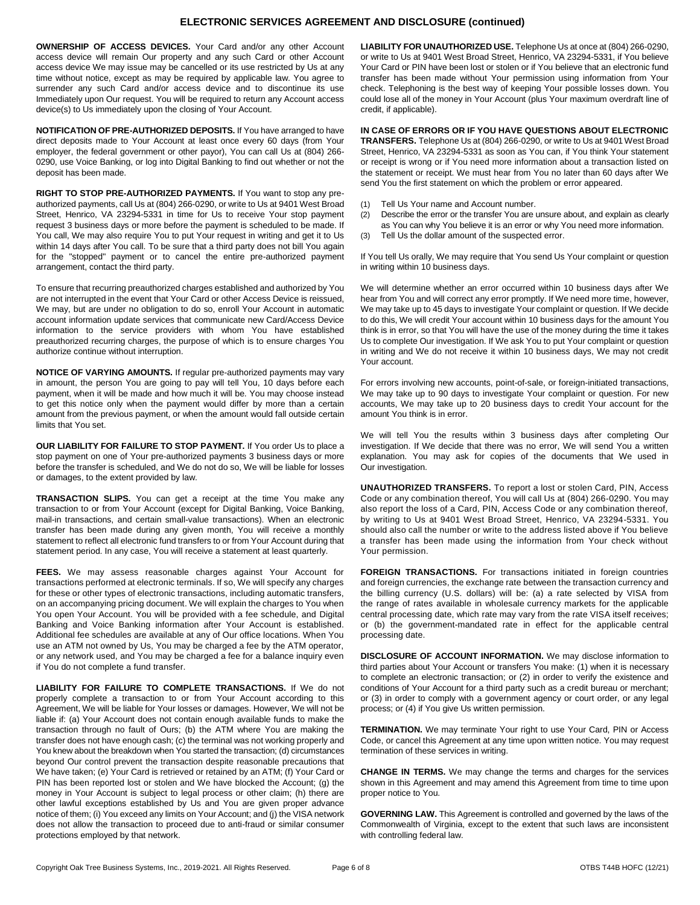## ELECTRONIC SERVICES AGREEMENT AND DISCLOSURE (continued)

**OWNERSHIP OF ACCESS DEVICES.** Your Card and/or any other Account access device will remain Our property and any such Card or other Account access device We may issue may be cancelled or its use restricted by Us at any time without notice, except as may be required by applicable law. You agree to surrender any such Card and/or access device and to discontinue its use Immediately upon Our request. You will be required to return any Account access device(s) to Us immediately upon the closing of Your Account.

**NOTIFICATION OF PRE-AUTHORIZED DEPOSITS.** If You have arranged to have direct deposits made to Your Account at least once every 60 days (from Your employer, the federal government or other payor), You can call Us at (804) 266-0290, use Voice Banking, or log into Digital Banking to find out whether or not the deposit has been made.

**RIGHT TO STOP PRE-AUTHORIZED PAYMENTS.** If You want to stop any pre-authorized payments, call Us at (804) 266-0290, or write to Us at 9401 West Broad Street, Henrico, VA 23294-5331 in time for Us to receive Your stop payment request 3 business days or more before the payment is scheduled to be made. If You call, We may also require You to put Your request in writing and get it to Us within 14 days after You call. To be sure that a third party does not bill You again for the "stopped" payment or to cancel the entire pre-authorized payment arrangement, contact the third party.

To ensure that recurring preauthorized charges established and authorized by You are not interrupted in the event that Your Card or other Access Device is reissued, We may, but are under no obligation to do so, enroll Your Account in automatic account information update services that communicate new Card/Access Device information to the service providers with whom You have established preauthorized recurring charges, the purpose of which is to ensure charges You authorize continue without interruption.

**NOTICE OF VARYING AMOUNTS.** If regular pre-authorized payments may vary in amount, the person You are going to pay will tell You, 10 days before each payment, when it will be made and how much it will be. You may choose instead to get this notice only when the payment would differ by more than a certain amount from the previous payment, or when the amount would fall outside certain limits that You set.

**OUR LIABILITY FOR FAILURE TO STOP PAYMENT.** If You order Us to place a stop payment on one of Your pre-authorized payments 3 business days or more before the transfer is scheduled, and We do not do so, We will be liable for losses or damages, to the extent provided by law.

**TRANSACTION SLIPS.** You can get a receipt at the time You make any transaction to or from Your Account (except for Digital Banking, Voice Banking, mail-in transactions, and certain small-value transactions). When an electronic transfer has been made during any given month, You will receive a monthly statement to reflect all electronic fund transfers to or from Your Account during that statement period. In any case, You will receive a statement at least quarterly.

**FEES.** We may assess reasonable charges against Your Account for transactions performed at electronic terminals. If so, We will specify any charges for these or other types of electronic transactions, including automatic transfers, on an accompanying pricing document. We will explain the charges to You when You open Your Account. You will be provided with a fee schedule, and Digital Banking and Voice Banking information after Your Account is established. Additional fee schedules are available at any of Our office locations. When You use an ATM not owned by Us, You may be charged a fee by the ATM operator, or any network used, and You may be charged a fee for a balance inquiry even if You do not complete a fund transfer.

**LIABILITY FOR FAILURE TO COMPLETE TRANSACTIONS.** If We do not properly complete a transaction to or from Your Account according to this Agreement, We will be liable for Your losses or damages. However, We will not be liable if: (a) Your Account does not contain enough available funds to make the transaction through no fault of Ours; (b) the ATM where You are making the transfer does not have enough cash; (c) the terminal was not working properly and You knew about the breakdown when You started the transaction; (d) circumstances beyond Our control prevent the transaction despite reasonable precautions that We have taken; (e) Your Card is retrieved or retained by an ATM; (f) Your Card or PIN has been reported lost or stolen and We have blocked the Account; (g) the money in Your Account is subject to legal process or other claim; (h) there are other lawful exceptions established by Us and You are given proper advance notice of them; (i) You exceed any limits on Your Account; and (j) the VISA network does not allow the transaction to proceed due to anti-fraud or similar consumer protections employed by that network.

**LIABILITY FOR UNAUTHORIZED USE.** Telephone Us at once at (804) 266-0290, or write to Us at 9401 West Broad Street, Henrico, VA 23294-5331, if You believe Your Card or PIN have been lost or stolen or if You believe that an electronic fund transfer has been made without Your permission using information from Your check. Telephoning is the best way of keeping Your possible losses down. You could lose all of the money in Your Account (plus Your maximum overdraft line of credit, if applicable).

**IN CASE OF ERRORS OR IF YOU HAVE QUESTIONS ABOUT ELECTRONIC TRANSFERS.** Telephone Us at (804) 266-0290, or write to Us at 9401 West Broad Street, Henrico, VA 23294-5331 as soon as You can, if You think Your statement or receipt is wrong or if You need more information about a transaction listed on the statement or receipt. We must hear from You no later than 60 days after We send You the first statement on which the problem or error appeared.

(1) Tell Us Your name and Account number.
(2) Describe the error or the transfer You are unsure about, and explain as clearly as You can why You believe it is an error or why You need more information.
(3) Tell Us the dollar amount of the suspected error.

If You tell Us orally, We may require that You send Us Your complaint or question in writing within 10 business days.

We will determine whether an error occurred within 10 business days after We hear from You and will correct any error promptly. If We need more time, however, We may take up to 45 days to investigate Your complaint or question. If We decide to do this, We will credit Your account within 10 business days for the amount You think is in error, so that You will have the use of the money during the time it takes Us to complete Our investigation. If We ask You to put Your complaint or question in writing and We do not receive it within 10 business days, We may not credit Your account.

For errors involving new accounts, point-of-sale, or foreign-initiated transactions, We may take up to 90 days to investigate Your complaint or question. For new accounts, We may take up to 20 business days to credit Your account for the amount You think is in error.

We will tell You the results within 3 business days after completing Our investigation. If We decide that there was no error, We will send You a written explanation. You may ask for copies of the documents that We used in Our investigation.

**UNAUTHORIZED TRANSFERS.** To report a lost or stolen Card, PIN, Access Code or any combination thereof, You will call Us at (804) 266-0290. You may also report the loss of a Card, PIN, Access Code or any combination thereof, by writing to Us at 9401 West Broad Street, Henrico, VA 23294-5331. You should also call the number or write to the address listed above if You believe a transfer has been made using the information from Your check without Your permission.

**FOREIGN TRANSACTIONS.** For transactions initiated in foreign countries and foreign currencies, the exchange rate between the transaction currency and the billing currency (U.S. dollars) will be: (a) a rate selected by VISA from the range of rates available in wholesale currency markets for the applicable central processing date, which rate may vary from the rate VISA itself receives; or (b) the government-mandated rate in effect for the applicable central processing date.

**DISCLOSURE OF ACCOUNT INFORMATION.** We may disclose information to third parties about Your Account or transfers You make: (1) when it is necessary to complete an electronic transaction; or (2) in order to verify the existence and conditions of Your Account for a third party such as a credit bureau or merchant; or (3) in order to comply with a government agency or court order, or any legal process; or (4) if You give Us written permission.

**TERMINATION.** We may terminate Your right to use Your Card, PIN or Access Code, or cancel this Agreement at any time upon written notice. You may request termination of these services in writing.

**CHANGE IN TERMS.** We may change the terms and charges for the services shown in this Agreement and may amend this Agreement from time to time upon proper notice to You.

**GOVERNING LAW.** This Agreement is controlled and governed by the laws of the Commonwealth of Virginia, except to the extent that such laws are inconsistent with controlling federal law.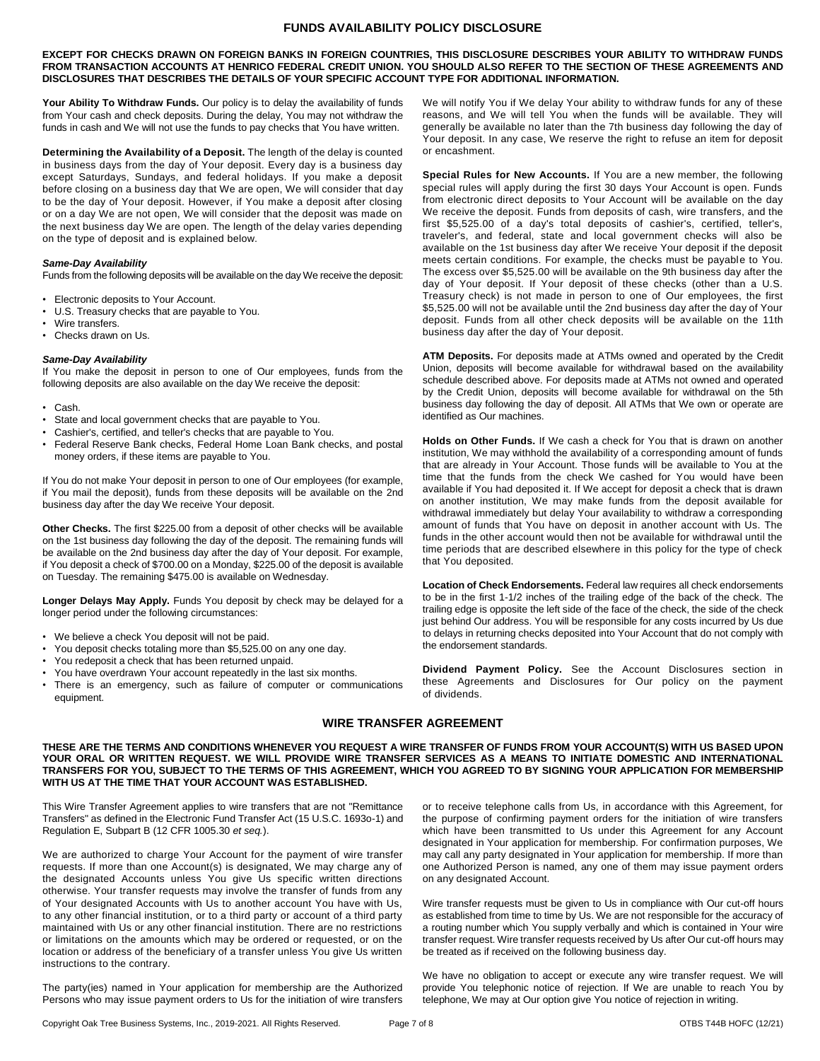## FUNDS AVAILABILITY POLICY DISCLOSURE

**EXCEPT FOR CHECKS DRAWN ON FOREIGN BANKS IN FOREIGN COUNTRIES, THIS DISCLOSURE DESCRIBES YOUR ABILITY TO WITHDRAW FUNDS FROM TRANSACTION ACCOUNTS AT HENRICO FEDERAL CREDIT UNION. YOU SHOULD ALSO REFER TO THE SECTION OF THESE AGREEMENTS AND DISCLOSURES THAT DESCRIBES THE DETAILS OF YOUR SPECIFIC ACCOUNT TYPE FOR ADDITIONAL INFORMATION.**

**Your Ability To Withdraw Funds.** Our policy is to delay the availability of funds from Your cash and check deposits. During the delay, You may not withdraw the funds in cash and We will not use the funds to pay checks that You have written.

**Determining the Availability of a Deposit.** The length of the delay is counted in business days from the day of Your deposit. Every day is a business day except Saturdays, Sundays, and federal holidays. If you make a deposit before closing on a business day that We are open, We will consider that day to be the day of Your deposit. However, if You make a deposit after closing or on a day We are not open, We will consider that the deposit was made on the next business day We are open. The length of the delay varies depending on the type of deposit and is explained below.

***Same-Day Availability***

Funds from the following deposits will be available on the day We receive the deposit:

- Electronic deposits to Your Account.
- U.S. Treasury checks that are payable to You.
- Wire transfers.
- Checks drawn on Us.

***Same-Day Availability***

If You make the deposit in person to one of Our employees, funds from the following deposits are also available on the day We receive the deposit:

- Cash.
- State and local government checks that are payable to You.
- Cashier's, certified, and teller's checks that are payable to You.
- Federal Reserve Bank checks, Federal Home Loan Bank checks, and postal money orders, if these items are payable to You.

If You do not make Your deposit in person to one of Our employees (for example, if You mail the deposit), funds from these deposits will be available on the 2nd business day after the day We receive Your deposit.

**Other Checks.** The first $225.00 from a deposit of other checks will be available on the 1st business day following the day of the deposit. The remaining funds will be available on the 2nd business day after the day of Your deposit. For example, if You deposit a check of $700.00 on a Monday, $225.00 of the deposit is available on Tuesday. The remaining $475.00 is available on Wednesday.

**Longer Delays May Apply.** Funds You deposit by check may be delayed for a longer period under the following circumstances:

- We believe a check You deposit will not be paid.
- You deposit checks totaling more than $5,525.00 on any one day.
- You redeposit a check that has been returned unpaid.
- You have overdrawn Your account repeatedly in the last six months.
- There is an emergency, such as failure of computer or communications equipment.

We will notify You if We delay Your ability to withdraw funds for any of these reasons, and We will tell You when the funds will be available. They will generally be available no later than the 7th business day following the day of Your deposit. In any case, We reserve the right to refuse an item for deposit or encashment.

**Special Rules for New Accounts.** If You are a new member, the following special rules will apply during the first 30 days Your Account is open. Funds from electronic direct deposits to Your Account will be available on the day We receive the deposit. Funds from deposits of cash, wire transfers, and the first $5,525.00 of a day's total deposits of cashier's, certified, teller's, traveler's, and federal, state and local government checks will also be available on the 1st business day after We receive Your deposit if the deposit meets certain conditions. For example, the checks must be payable to You. The excess over $5,525.00 will be available on the 9th business day after the day of Your deposit. If Your deposit of these checks (other than a U.S. Treasury check) is not made in person to one of Our employees, the first $5,525.00 will not be available until the 2nd business day after the day of Your deposit. Funds from all other check deposits will be available on the 11th business day after the day of Your deposit.

**ATM Deposits.** For deposits made at ATMs owned and operated by the Credit Union, deposits will become available for withdrawal based on the availability schedule described above. For deposits made at ATMs not owned and operated by the Credit Union, deposits will become available for withdrawal on the 5th business day following the day of deposit. All ATMs that We own or operate are identified as Our machines.

**Holds on Other Funds.** If We cash a check for You that is drawn on another institution, We may withhold the availability of a corresponding amount of funds that are already in Your Account. Those funds will be available to You at the time that the funds from the check We cashed for You would have been available if You had deposited it. If We accept for deposit a check that is drawn on another institution, We may make funds from the deposit available for withdrawal immediately but delay Your availability to withdraw a corresponding amount of funds that You have on deposit in another account with Us. The funds in the other account would then not be available for withdrawal until the time periods that are described elsewhere in this policy for the type of check that You deposited.

**Location of Check Endorsements.** Federal law requires all check endorsements to be in the first 1-1/2 inches of the trailing edge of the back of the check. The trailing edge is opposite the left side of the face of the check, the side of the check just behind Our address. You will be responsible for any costs incurred by Us due to delays in returning checks deposited into Your Account that do not comply with the endorsement standards.

**Dividend Payment Policy.** See the Account Disclosures section in these Agreements and Disclosures for Our policy on the payment of dividends.

## WIRE TRANSFER AGREEMENT

**THESE ARE THE TERMS AND CONDITIONS WHENEVER YOU REQUEST A WIRE TRANSFER OF FUNDS FROM YOUR ACCOUNT(S) WITH US BASED UPON YOUR ORAL OR WRITTEN REQUEST. WE WILL PROVIDE WIRE TRANSFER SERVICES AS A MEANS TO INITIATE DOMESTIC AND INTERNATIONAL TRANSFERS FOR YOU, SUBJECT TO THE TERMS OF THIS AGREEMENT, WHICH YOU AGREED TO BY SIGNING YOUR APPLICATION FOR MEMBERSHIP WITH US AT THE TIME THAT YOUR ACCOUNT WAS ESTABLISHED.**

This Wire Transfer Agreement applies to wire transfers that are not "Remittance Transfers" as defined in the Electronic Fund Transfer Act (15 U.S.C. 1693o-1) and Regulation E, Subpart B (12 CFR 1005.30 *et seq.*).

We are authorized to charge Your Account for the payment of wire transfer requests. If more than one Account(s) is designated, We may charge any of the designated Accounts unless You give Us specific written directions otherwise. Your transfer requests may involve the transfer of funds from any of Your designated Accounts with Us to another account You have with Us, to any other financial institution, or to a third party or account of a third party maintained with Us or any other financial institution. There are no restrictions or limitations on the amounts which may be ordered or requested, or on the location or address of the beneficiary of a transfer unless You give Us written instructions to the contrary.

The party(ies) named in Your application for membership are the Authorized Persons who may issue payment orders to Us for the initiation of wire transfers or to receive telephone calls from Us, in accordance with this Agreement, for the purpose of confirming payment orders for the initiation of wire transfers which have been transmitted to Us under this Agreement for any Account designated in Your application for membership. For confirmation purposes, We may call any party designated in Your application for membership. If more than one Authorized Person is named, any one of them may issue payment orders on any designated Account.

Wire transfer requests must be given to Us in compliance with Our cut-off hours as established from time to time by Us. We are not responsible for the accuracy of a routing number which You supply verbally and which is contained in Your wire transfer request. Wire transfer requests received by Us after Our cut-off hours may be treated as if received on the following business day.

We have no obligation to accept or execute any wire transfer request. We will provide You telephonic notice of rejection. If We are unable to reach You by telephone, We may at Our option give You notice of rejection in writing.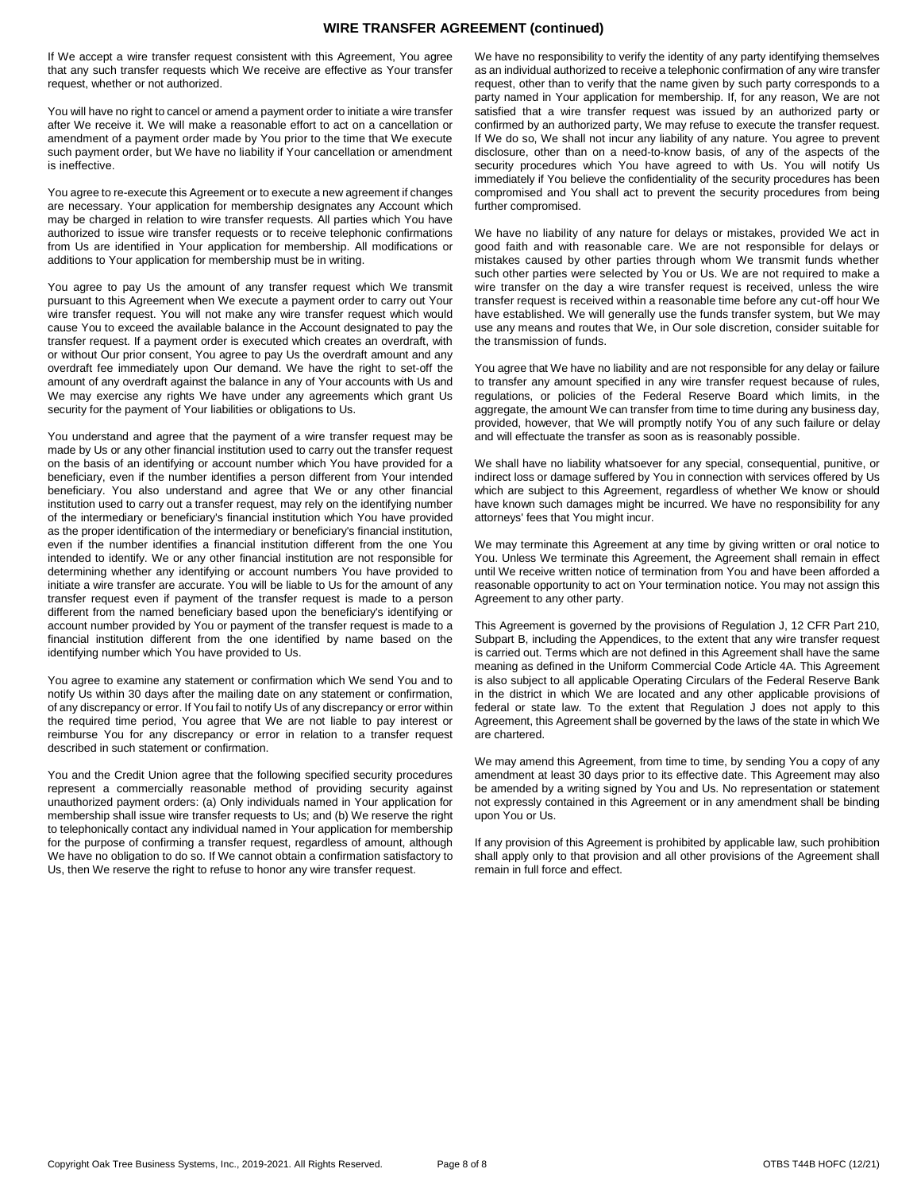## WIRE TRANSFER AGREEMENT (continued)

If We accept a wire transfer request consistent with this Agreement, You agree that any such transfer requests which We receive are effective as Your transfer request, whether or not authorized.

You will have no right to cancel or amend a payment order to initiate a wire transfer after We receive it. We will make a reasonable effort to act on a cancellation or amendment of a payment order made by You prior to the time that We execute such payment order, but We have no liability if Your cancellation or amendment is ineffective.

You agree to re-execute this Agreement or to execute a new agreement if changes are necessary. Your application for membership designates any Account which may be charged in relation to wire transfer requests. All parties which You have authorized to issue wire transfer requests or to receive telephonic confirmations from Us are identified in Your application for membership. All modifications or additions to Your application for membership must be in writing.

You agree to pay Us the amount of any transfer request which We transmit pursuant to this Agreement when We execute a payment order to carry out Your wire transfer request. You will not make any wire transfer request which would cause You to exceed the available balance in the Account designated to pay the transfer request. If a payment order is executed which creates an overdraft, with or without Our prior consent, You agree to pay Us the overdraft amount and any overdraft fee immediately upon Our demand. We have the right to set-off the amount of any overdraft against the balance in any of Your accounts with Us and We may exercise any rights We have under any agreements which grant Us security for the payment of Your liabilities or obligations to Us.

You understand and agree that the payment of a wire transfer request may be made by Us or any other financial institution used to carry out the transfer request on the basis of an identifying or account number which You have provided for a beneficiary, even if the number identifies a person different from Your intended beneficiary. You also understand and agree that We or any other financial institution used to carry out a transfer request, may rely on the identifying number of the intermediary or beneficiary's financial institution which You have provided as the proper identification of the intermediary or beneficiary's financial institution, even if the number identifies a financial institution different from the one You intended to identify. We or any other financial institution are not responsible for determining whether any identifying or account numbers You have provided to initiate a wire transfer are accurate. You will be liable to Us for the amount of any transfer request even if payment of the transfer request is made to a person different from the named beneficiary based upon the beneficiary's identifying or account number provided by You or payment of the transfer request is made to a financial institution different from the one identified by name based on the identifying number which You have provided to Us.

You agree to examine any statement or confirmation which We send You and to notify Us within 30 days after the mailing date on any statement or confirmation, of any discrepancy or error. If You fail to notify Us of any discrepancy or error within the required time period, You agree that We are not liable to pay interest or reimburse You for any discrepancy or error in relation to a transfer request described in such statement or confirmation.

You and the Credit Union agree that the following specified security procedures represent a commercially reasonable method of providing security against unauthorized payment orders: (a) Only individuals named in Your application for membership shall issue wire transfer requests to Us; and (b) We reserve the right to telephonically contact any individual named in Your application for membership for the purpose of confirming a transfer request, regardless of amount, although We have no obligation to do so. If We cannot obtain a confirmation satisfactory to Us, then We reserve the right to refuse to honor any wire transfer request.

We have no responsibility to verify the identity of any party identifying themselves as an individual authorized to receive a telephonic confirmation of any wire transfer request, other than to verify that the name given by such party corresponds to a party named in Your application for membership. If, for any reason, We are not satisfied that a wire transfer request was issued by an authorized party or confirmed by an authorized party, We may refuse to execute the transfer request. If We do so, We shall not incur any liability of any nature. You agree to prevent disclosure, other than on a need-to-know basis, of any of the aspects of the security procedures which You have agreed to with Us. You will notify Us immediately if You believe the confidentiality of the security procedures has been compromised and You shall act to prevent the security procedures from being further compromised.

We have no liability of any nature for delays or mistakes, provided We act in good faith and with reasonable care. We are not responsible for delays or mistakes caused by other parties through whom We transmit funds whether such other parties were selected by You or Us. We are not required to make a wire transfer on the day a wire transfer request is received, unless the wire transfer request is received within a reasonable time before any cut-off hour We have established. We will generally use the funds transfer system, but We may use any means and routes that We, in Our sole discretion, consider suitable for the transmission of funds.

You agree that We have no liability and are not responsible for any delay or failure to transfer any amount specified in any wire transfer request because of rules, regulations, or policies of the Federal Reserve Board which limits, in the aggregate, the amount We can transfer from time to time during any business day, provided, however, that We will promptly notify You of any such failure or delay and will effectuate the transfer as soon as is reasonably possible.

We shall have no liability whatsoever for any special, consequential, punitive, or indirect loss or damage suffered by You in connection with services offered by Us which are subject to this Agreement, regardless of whether We know or should have known such damages might be incurred. We have no responsibility for any attorneys' fees that You might incur.

We may terminate this Agreement at any time by giving written or oral notice to You. Unless We terminate this Agreement, the Agreement shall remain in effect until We receive written notice of termination from You and have been afforded a reasonable opportunity to act on Your termination notice. You may not assign this Agreement to any other party.

This Agreement is governed by the provisions of Regulation J, 12 CFR Part 210, Subpart B, including the Appendices, to the extent that any wire transfer request is carried out. Terms which are not defined in this Agreement shall have the same meaning as defined in the Uniform Commercial Code Article 4A. This Agreement is also subject to all applicable Operating Circulars of the Federal Reserve Bank in the district in which We are located and any other applicable provisions of federal or state law. To the extent that Regulation J does not apply to this Agreement, this Agreement shall be governed by the laws of the state in which We are chartered.

We may amend this Agreement, from time to time, by sending You a copy of any amendment at least 30 days prior to its effective date. This Agreement may also be amended by a writing signed by You and Us. No representation or statement not expressly contained in this Agreement or in any amendment shall be binding upon You or Us.

If any provision of this Agreement is prohibited by applicable law, such prohibition shall apply only to that provision and all other provisions of the Agreement shall remain in full force and effect.